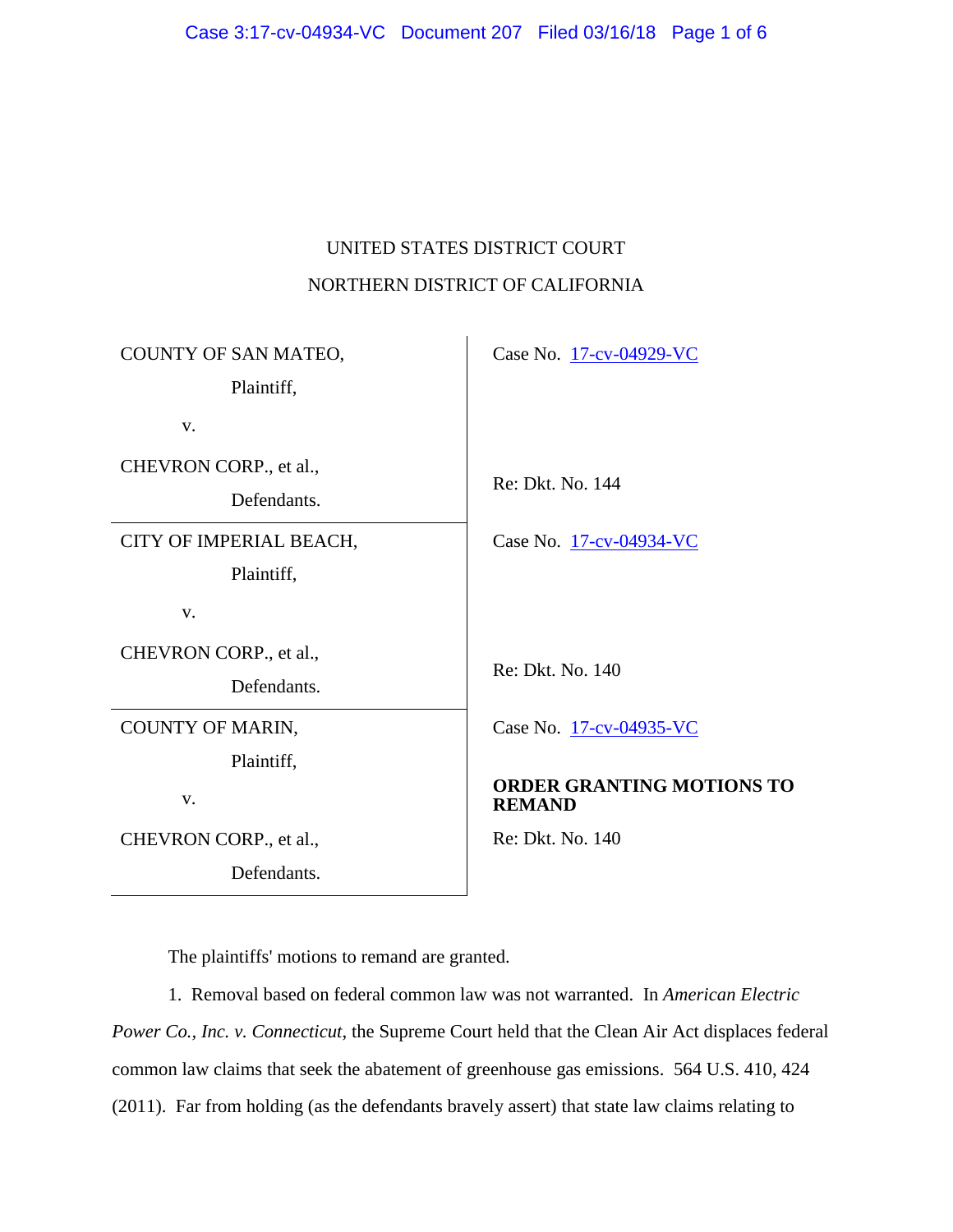UNITED STATES DISTRICT COURT

NORTHERN DISTRICT OF CALIFORNIA

| | |
|---|---|
| COUNTY OF SAN MATEO,<br>Plaintiff,<br>v.<br>CHEVRON CORP., et al.,<br>Defendants. | Case No. 17-cv-04929-VC<br><br>Re: Dkt. No. 144 |
| CITY OF IMPERIAL BEACH,<br>Plaintiff,<br>v.<br>CHEVRON CORP., et al.,<br>Defendants. | Case No. 17-cv-04934-VC<br><br>Re: Dkt. No. 140 |
| COUNTY OF MARIN,<br>Plaintiff,<br>v.<br>CHEVRON CORP., et al.,<br>Defendants. | Case No. 17-cv-04935-VC<br><br>**ORDER GRANTING MOTIONS TO REMAND**<br><br>Re: Dkt. No. 140 |

The plaintiffs' motions to remand are granted.

1. Removal based on federal common law was not warranted. In *American Electric Power Co., Inc. v. Connecticut*, the Supreme Court held that the Clean Air Act displaces federal common law claims that seek the abatement of greenhouse gas emissions. 564 U.S. 410, 424 (2011). Far from holding (as the defendants bravely assert) that state law claims relating to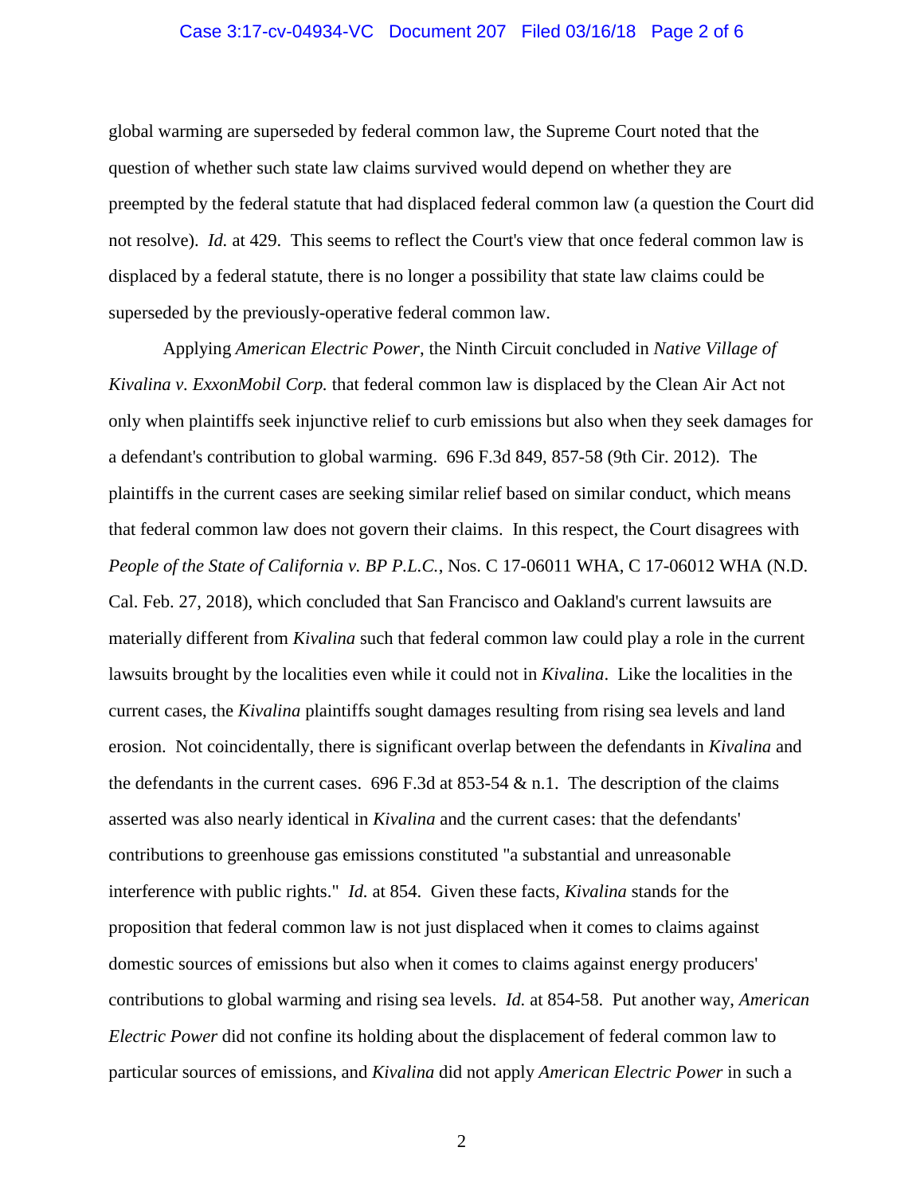global warming are superseded by federal common law, the Supreme Court noted that the question of whether such state law claims survived would depend on whether they are preempted by the federal statute that had displaced federal common law (a question the Court did not resolve). *Id.* at 429. This seems to reflect the Court's view that once federal common law is displaced by a federal statute, there is no longer a possibility that state law claims could be superseded by the previously-operative federal common law.

Applying *American Electric Power*, the Ninth Circuit concluded in *Native Village of Kivalina v. ExxonMobil Corp.* that federal common law is displaced by the Clean Air Act not only when plaintiffs seek injunctive relief to curb emissions but also when they seek damages for a defendant's contribution to global warming. 696 F.3d 849, 857-58 (9th Cir. 2012). The plaintiffs in the current cases are seeking similar relief based on similar conduct, which means that federal common law does not govern their claims. In this respect, the Court disagrees with *People of the State of California v. BP P.L.C.*, Nos. C 17-06011 WHA, C 17-06012 WHA (N.D. Cal. Feb. 27, 2018), which concluded that San Francisco and Oakland's current lawsuits are materially different from *Kivalina* such that federal common law could play a role in the current lawsuits brought by the localities even while it could not in *Kivalina*. Like the localities in the current cases, the *Kivalina* plaintiffs sought damages resulting from rising sea levels and land erosion. Not coincidentally, there is significant overlap between the defendants in *Kivalina* and the defendants in the current cases. 696 F.3d at 853-54 & n.1. The description of the claims asserted was also nearly identical in *Kivalina* and the current cases: that the defendants' contributions to greenhouse gas emissions constituted "a substantial and unreasonable interference with public rights." *Id.* at 854. Given these facts, *Kivalina* stands for the proposition that federal common law is not just displaced when it comes to claims against domestic sources of emissions but also when it comes to claims against energy producers' contributions to global warming and rising sea levels. *Id.* at 854-58. Put another way, *American Electric Power* did not confine its holding about the displacement of federal common law to particular sources of emissions, and *Kivalina* did not apply *American Electric Power* in such a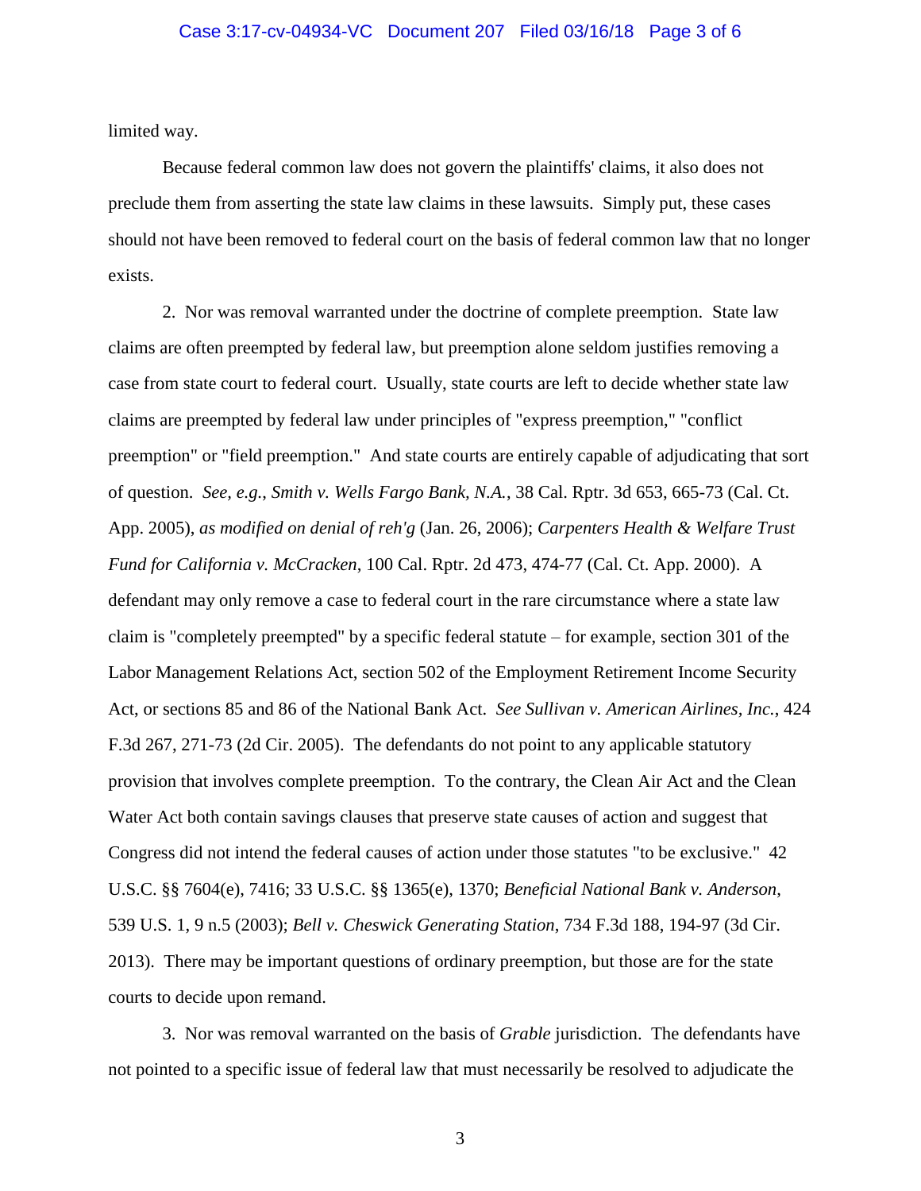limited way.

Because federal common law does not govern the plaintiffs' claims, it also does not preclude them from asserting the state law claims in these lawsuits. Simply put, these cases should not have been removed to federal court on the basis of federal common law that no longer exists.

2. Nor was removal warranted under the doctrine of complete preemption. State law claims are often preempted by federal law, but preemption alone seldom justifies removing a case from state court to federal court. Usually, state courts are left to decide whether state law claims are preempted by federal law under principles of "express preemption," "conflict preemption" or "field preemption." And state courts are entirely capable of adjudicating that sort of question. *See, e.g.*, *Smith v. Wells Fargo Bank, N.A.*, 38 Cal. Rptr. 3d 653, 665-73 (Cal. Ct. App. 2005), *as modified on denial of reh'g* (Jan. 26, 2006); *Carpenters Health & Welfare Trust Fund for California v. McCracken*, 100 Cal. Rptr. 2d 473, 474-77 (Cal. Ct. App. 2000). A defendant may only remove a case to federal court in the rare circumstance where a state law claim is "completely preempted" by a specific federal statute – for example, section 301 of the Labor Management Relations Act, section 502 of the Employment Retirement Income Security Act, or sections 85 and 86 of the National Bank Act. *See Sullivan v. American Airlines, Inc.*, 424 F.3d 267, 271-73 (2d Cir. 2005). The defendants do not point to any applicable statutory provision that involves complete preemption. To the contrary, the Clean Air Act and the Clean Water Act both contain savings clauses that preserve state causes of action and suggest that Congress did not intend the federal causes of action under those statutes "to be exclusive." 42 U.S.C. §§ 7604(e), 7416; 33 U.S.C. §§ 1365(e), 1370; *Beneficial National Bank v. Anderson*, 539 U.S. 1, 9 n.5 (2003); *Bell v. Cheswick Generating Station*, 734 F.3d 188, 194-97 (3d Cir. 2013). There may be important questions of ordinary preemption, but those are for the state courts to decide upon remand.

3. Nor was removal warranted on the basis of *Grable* jurisdiction. The defendants have not pointed to a specific issue of federal law that must necessarily be resolved to adjudicate the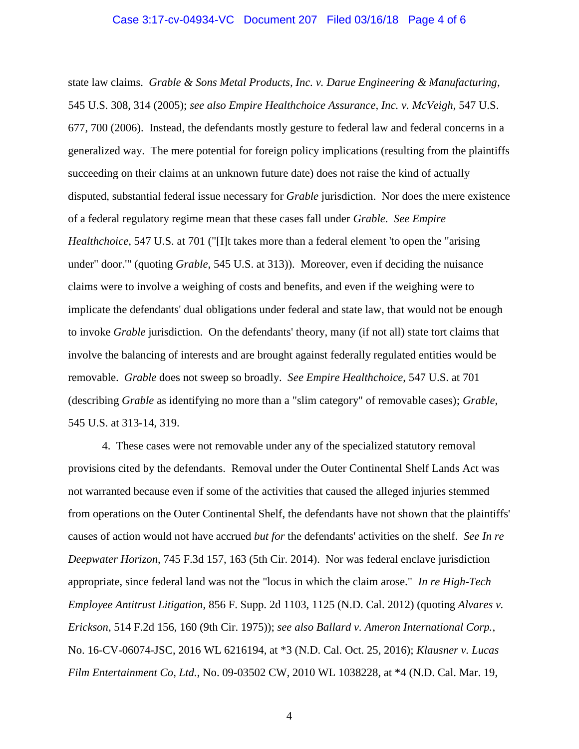state law claims. *Grable & Sons Metal Products, Inc. v. Darue Engineering & Manufacturing*, 545 U.S. 308, 314 (2005); *see also Empire Healthchoice Assurance, Inc. v. McVeigh*, 547 U.S. 677, 700 (2006). Instead, the defendants mostly gesture to federal law and federal concerns in a generalized way. The mere potential for foreign policy implications (resulting from the plaintiffs succeeding on their claims at an unknown future date) does not raise the kind of actually disputed, substantial federal issue necessary for *Grable* jurisdiction. Nor does the mere existence of a federal regulatory regime mean that these cases fall under *Grable*. *See Empire Healthchoice*, 547 U.S. at 701 ("[I]t takes more than a federal element 'to open the "arising under" door.'" (quoting *Grable*, 545 U.S. at 313)). Moreover, even if deciding the nuisance claims were to involve a weighing of costs and benefits, and even if the weighing were to implicate the defendants' dual obligations under federal and state law, that would not be enough to invoke *Grable* jurisdiction. On the defendants' theory, many (if not all) state tort claims that involve the balancing of interests and are brought against federally regulated entities would be removable. *Grable* does not sweep so broadly. *See Empire Healthchoice*, 547 U.S. at 701 (describing *Grable* as identifying no more than a "slim category" of removable cases); *Grable*, 545 U.S. at 313-14, 319.

4. These cases were not removable under any of the specialized statutory removal provisions cited by the defendants. Removal under the Outer Continental Shelf Lands Act was not warranted because even if some of the activities that caused the alleged injuries stemmed from operations on the Outer Continental Shelf, the defendants have not shown that the plaintiffs' causes of action would not have accrued *but for* the defendants' activities on the shelf. *See In re Deepwater Horizon*, 745 F.3d 157, 163 (5th Cir. 2014). Nor was federal enclave jurisdiction appropriate, since federal land was not the "locus in which the claim arose." *In re High-Tech Employee Antitrust Litigation*, 856 F. Supp. 2d 1103, 1125 (N.D. Cal. 2012) (quoting *Alvares v. Erickson*, 514 F.2d 156, 160 (9th Cir. 1975)); *see also Ballard v. Ameron International Corp.*, No. 16-CV-06074-JSC, 2016 WL 6216194, at *3 (N.D. Cal. Oct. 25, 2016); *Klausner v. Lucas Film Entertainment Co, Ltd.*, No. 09-03502 CW, 2010 WL 1038228, at *4 (N.D. Cal. Mar. 19,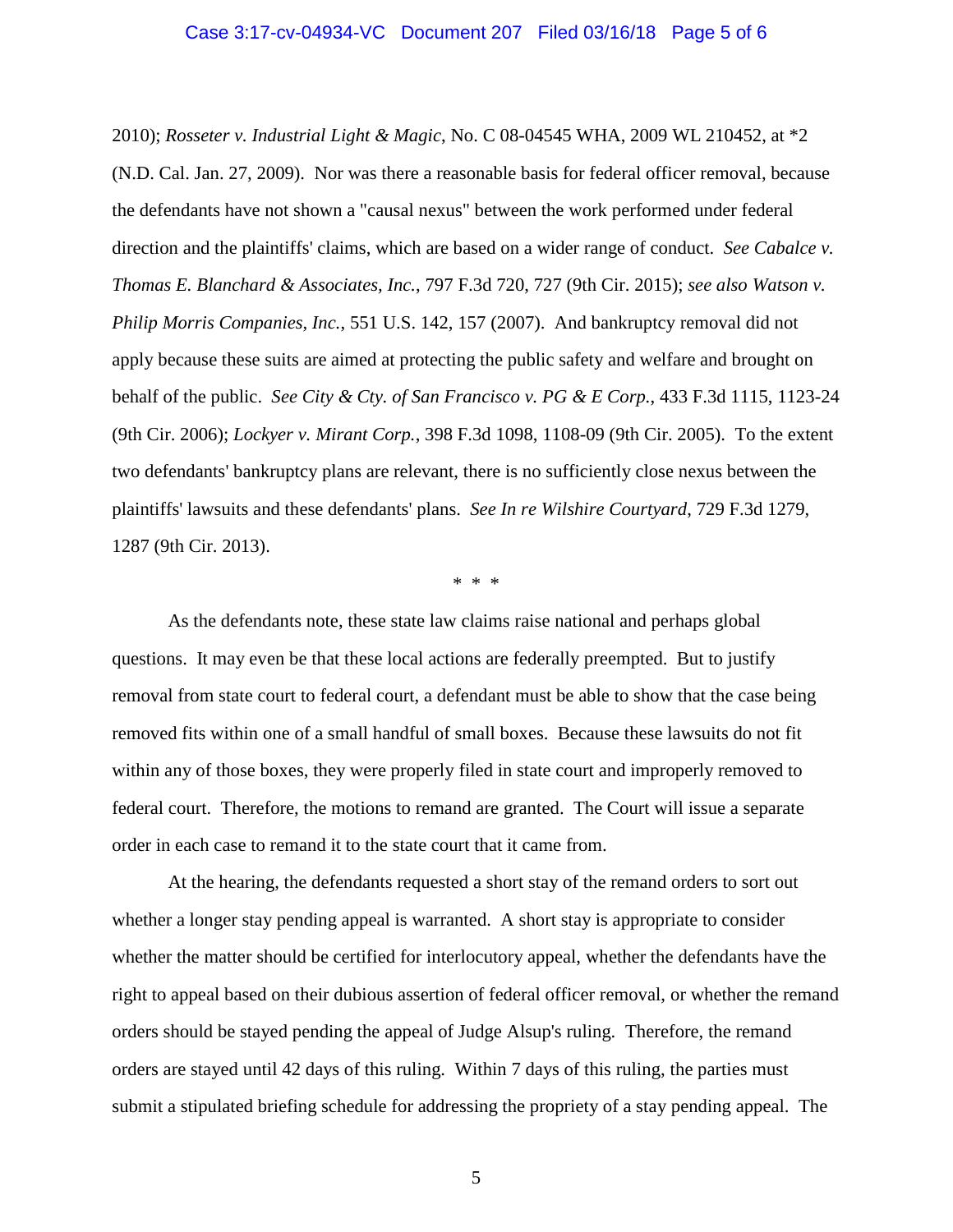2010); *Rosseter v. Industrial Light & Magic*, No. C 08-04545 WHA, 2009 WL 210452, at *2 (N.D. Cal. Jan. 27, 2009). Nor was there a reasonable basis for federal officer removal, because the defendants have not shown a "causal nexus" between the work performed under federal direction and the plaintiffs' claims, which are based on a wider range of conduct. *See Cabalce v. Thomas E. Blanchard & Associates, Inc.*, 797 F.3d 720, 727 (9th Cir. 2015); *see also Watson v. Philip Morris Companies, Inc.*, 551 U.S. 142, 157 (2007). And bankruptcy removal did not apply because these suits are aimed at protecting the public safety and welfare and brought on behalf of the public. *See City & Cty. of San Francisco v. PG & E Corp.*, 433 F.3d 1115, 1123-24 (9th Cir. 2006); *Lockyer v. Mirant Corp.*, 398 F.3d 1098, 1108-09 (9th Cir. 2005). To the extent two defendants' bankruptcy plans are relevant, there is no sufficiently close nexus between the plaintiffs' lawsuits and these defendants' plans. *See In re Wilshire Courtyard*, 729 F.3d 1279, 1287 (9th Cir. 2013).

\* \* \*

As the defendants note, these state law claims raise national and perhaps global questions. It may even be that these local actions are federally preempted. But to justify removal from state court to federal court, a defendant must be able to show that the case being removed fits within one of a small handful of small boxes. Because these lawsuits do not fit within any of those boxes, they were properly filed in state court and improperly removed to federal court. Therefore, the motions to remand are granted. The Court will issue a separate order in each case to remand it to the state court that it came from.

At the hearing, the defendants requested a short stay of the remand orders to sort out whether a longer stay pending appeal is warranted. A short stay is appropriate to consider whether the matter should be certified for interlocutory appeal, whether the defendants have the right to appeal based on their dubious assertion of federal officer removal, or whether the remand orders should be stayed pending the appeal of Judge Alsup's ruling. Therefore, the remand orders are stayed until 42 days of this ruling. Within 7 days of this ruling, the parties must submit a stipulated briefing schedule for addressing the propriety of a stay pending appeal. The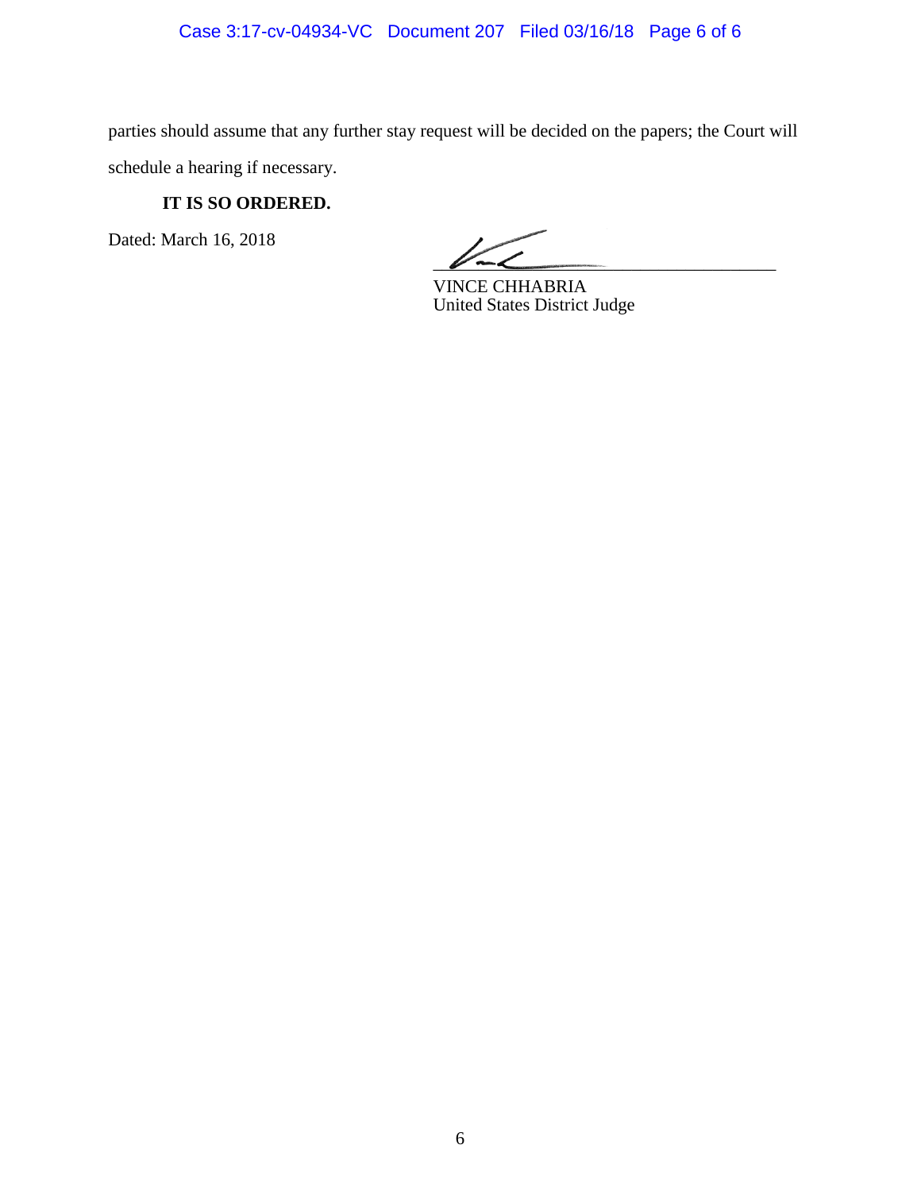parties should assume that any further stay request will be decided on the papers; the Court will schedule a hearing if necessary.

**IT IS SO ORDERED.**

Dated: March 16, 2018

VINCE CHHABRIA
United States District Judge